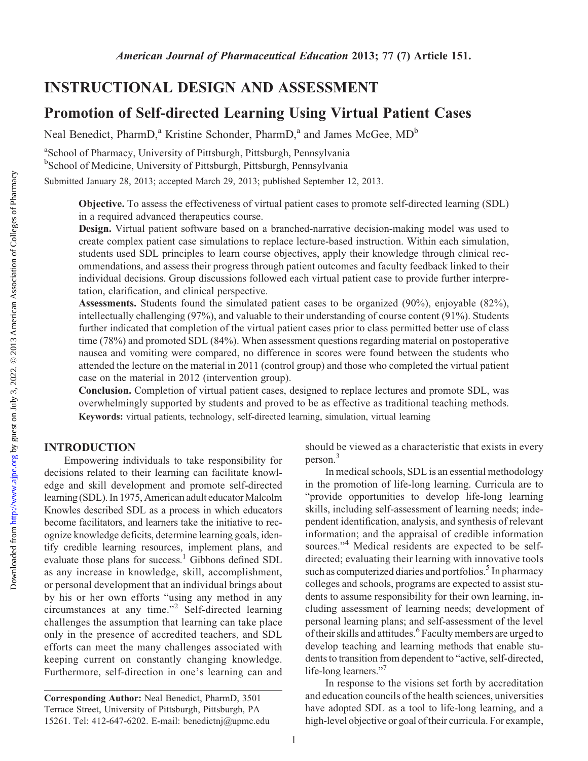# INSTRUCTIONAL DESIGN AND ASSESSMENT

## Promotion of Self-directed Learning Using Virtual Patient Cases

Neal Benedict, PharmD,[a] Kristine Schonder, PharmD,[a] and James McGee, MD[b]

[a]School of Pharmacy, University of Pittsburgh, Pittsburgh, Pennsylvania

[b]School of Medicine, University of Pittsburgh, Pittsburgh, Pennsylvania

Submitted January 28, 2013; accepted March 29, 2013; published September 12, 2013.

**Objective.** To assess the effectiveness of virtual patient cases to promote self-directed learning (SDL) in a required advanced therapeutics course.

**Design.** Virtual patient software based on a branched-narrative decision-making model was used to create complex patient case simulations to replace lecture-based instruction. Within each simulation, students used SDL principles to learn course objectives, apply their knowledge through clinical recommendations, and assess their progress through patient outcomes and faculty feedback linked to their individual decisions. Group discussions followed each virtual patient case to provide further interpretation, clarification, and clinical perspective.

**Assessments.** Students found the simulated patient cases to be organized (90%), enjoyable (82%), intellectually challenging (97%), and valuable to their understanding of course content (91%). Students further indicated that completion of the virtual patient cases prior to class permitted better use of class time (78%) and promoted SDL (84%). When assessment questions regarding material on postoperative nausea and vomiting were compared, no difference in scores were found between the students who attended the lecture on the material in 2011 (control group) and those who completed the virtual patient case on the material in 2012 (intervention group).

**Conclusion.** Completion of virtual patient cases, designed to replace lectures and promote SDL, was overwhelmingly supported by students and proved to be as effective as traditional teaching methods.

**Keywords:** virtual patients, technology, self-directed learning, simulation, virtual learning

## INTRODUCTION

Empowering individuals to take responsibility for decisions related to their learning can facilitate knowledge and skill development and promote self-directed learning (SDL). In 1975, American adult educator Malcolm Knowles described SDL as a process in which educators become facilitators, and learners take the initiative to recognize knowledge deficits, determine learning goals, identify credible learning resources, implement plans, and evaluate those plans for success.[1] Gibbons defined SDL as any increase in knowledge, skill, accomplishment, or personal development that an individual brings about by his or her own efforts "using any method in any circumstances at any time."[2] Self-directed learning challenges the assumption that learning can take place only in the presence of accredited teachers, and SDL efforts can meet the many challenges associated with keeping current on constantly changing knowledge. Furthermore, self-direction in one's learning can and should be viewed as a characteristic that exists in every person.[3]

In medical schools, SDL is an essential methodology in the promotion of life-long learning. Curricula are to "provide opportunities to develop life-long learning skills, including self-assessment of learning needs; independent identification, analysis, and synthesis of relevant information; and the appraisal of credible information sources."[4] Medical residents are expected to be self-directed; evaluating their learning with innovative tools such as computerized diaries and portfolios.[5] In pharmacy colleges and schools, programs are expected to assist students to assume responsibility for their own learning, including assessment of learning needs; development of personal learning plans; and self-assessment of the level of their skills and attitudes.[6] Faculty members are urged to develop teaching and learning methods that enable students to transition from dependent to "active, self-directed, life-long learners."[7]

In response to the visions set forth by accreditation and education councils of the health sciences, universities have adopted SDL as a tool to life-long learning, and a high-level objective or goal of their curricula. For example,

**Corresponding Author:** Neal Benedict, PharmD, 3501 Terrace Street, University of Pittsburgh, Pittsburgh, PA 15261. Tel: 412-647-6202. E-mail: benedictnj@upmc.edu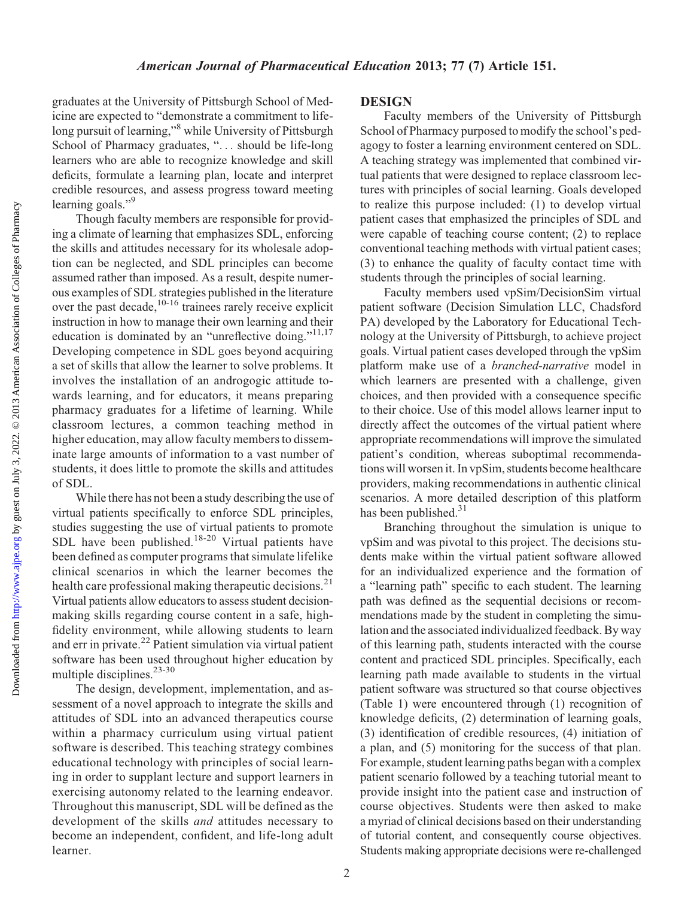graduates at the University of Pittsburgh School of Medicine are expected to "demonstrate a commitment to lifelong pursuit of learning,"[8] while University of Pittsburgh School of Pharmacy graduates, ". . . should be life-long learners who are able to recognize knowledge and skill deficits, formulate a learning plan, locate and interpret credible resources, and assess progress toward meeting learning goals."[9]

Though faculty members are responsible for providing a climate of learning that emphasizes SDL, enforcing the skills and attitudes necessary for its wholesale adoption can be neglected, and SDL principles can become assumed rather than imposed. As a result, despite numerous examples of SDL strategies published in the literature over the past decade,[10-16] trainees rarely receive explicit instruction in how to manage their own learning and their education is dominated by an "unreflective doing."[11,17] Developing competence in SDL goes beyond acquiring a set of skills that allow the learner to solve problems. It involves the installation of an androgogic attitude towards learning, and for educators, it means preparing pharmacy graduates for a lifetime of learning. While classroom lectures, a common teaching method in higher education, may allow faculty members to disseminate large amounts of information to a vast number of students, it does little to promote the skills and attitudes of SDL.

While there has not been a study describing the use of virtual patients specifically to enforce SDL principles, studies suggesting the use of virtual patients to promote SDL have been published.[18-20] Virtual patients have been defined as computer programs that simulate lifelike clinical scenarios in which the learner becomes the health care professional making therapeutic decisions.[21] Virtual patients allow educators to assess student decision-making skills regarding course content in a safe, high-fidelity environment, while allowing students to learn and err in private.[22] Patient simulation via virtual patient software has been used throughout higher education by multiple disciplines.[23-30]

The design, development, implementation, and assessment of a novel approach to integrate the skills and attitudes of SDL into an advanced therapeutics course within a pharmacy curriculum using virtual patient software is described. This teaching strategy combines educational technology with principles of social learning in order to supplant lecture and support learners in exercising autonomy related to the learning endeavor. Throughout this manuscript, SDL will be defined as the development of the skills *and* attitudes necessary to become an independent, confident, and life-long adult learner.

## DESIGN

Faculty members of the University of Pittsburgh School of Pharmacy purposed to modify the school's pedagogy to foster a learning environment centered on SDL. A teaching strategy was implemented that combined virtual patients that were designed to replace classroom lectures with principles of social learning. Goals developed to realize this purpose included: (1) to develop virtual patient cases that emphasized the principles of SDL and were capable of teaching course content; (2) to replace conventional teaching methods with virtual patient cases; (3) to enhance the quality of faculty contact time with students through the principles of social learning.

Faculty members used vpSim/DecisionSim virtual patient software (Decision Simulation LLC, Chadsford PA) developed by the Laboratory for Educational Technology at the University of Pittsburgh, to achieve project goals. Virtual patient cases developed through the vpSim platform make use of a *branched-narrative* model in which learners are presented with a challenge, given choices, and then provided with a consequence specific to their choice. Use of this model allows learner input to directly affect the outcomes of the virtual patient where appropriate recommendations will improve the simulated patient's condition, whereas suboptimal recommendations will worsen it. In vpSim, students become healthcare providers, making recommendations in authentic clinical scenarios. A more detailed description of this platform has been published.[31]

Branching throughout the simulation is unique to vpSim and was pivotal to this project. The decisions students make within the virtual patient software allowed for an individualized experience and the formation of a "learning path" specific to each student. The learning path was defined as the sequential decisions or recommendations made by the student in completing the simulation and the associated individualized feedback. By way of this learning path, students interacted with the course content and practiced SDL principles. Specifically, each learning path made available to students in the virtual patient software was structured so that course objectives (Table 1) were encountered through (1) recognition of knowledge deficits, (2) determination of learning goals, (3) identification of credible resources, (4) initiation of a plan, and (5) monitoring for the success of that plan. For example, student learning paths began with a complex patient scenario followed by a teaching tutorial meant to provide insight into the patient case and instruction of course objectives. Students were then asked to make a myriad of clinical decisions based on their understanding of tutorial content, and consequently course objectives. Students making appropriate decisions were re-challenged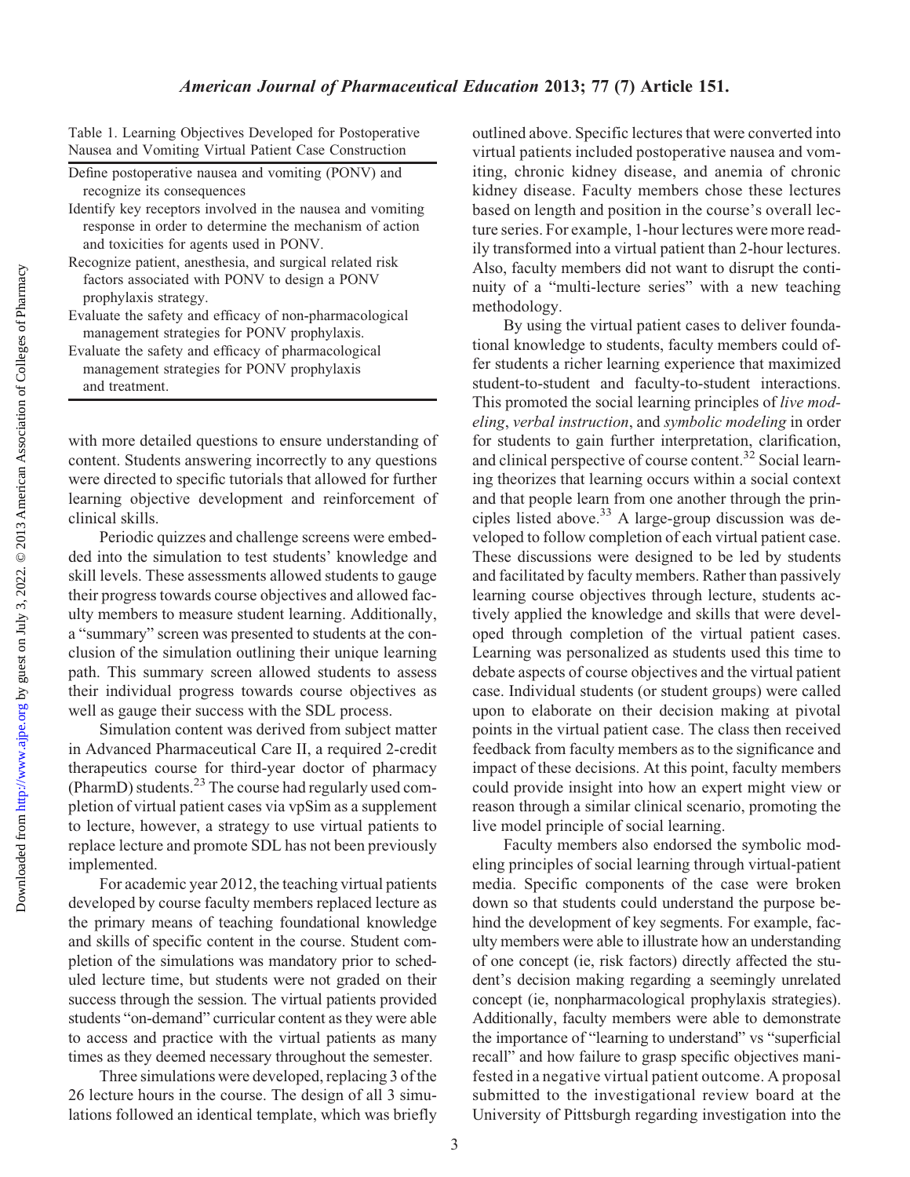Table 1. Learning Objectives Developed for Postoperative Nausea and Vomiting Virtual Patient Case Construction

| |
|---|
| Define postoperative nausea and vomiting (PONV) and recognize its consequences |
| Identify key receptors involved in the nausea and vomiting response in order to determine the mechanism of action and toxicities for agents used in PONV. |
| Recognize patient, anesthesia, and surgical related risk factors associated with PONV to design a PONV prophylaxis strategy. |
| Evaluate the safety and efficacy of non-pharmacological management strategies for PONV prophylaxis. |
| Evaluate the safety and efficacy of pharmacological management strategies for PONV prophylaxis and treatment. |

with more detailed questions to ensure understanding of content. Students answering incorrectly to any questions were directed to specific tutorials that allowed for further learning objective development and reinforcement of clinical skills.

Periodic quizzes and challenge screens were embedded into the simulation to test students' knowledge and skill levels. These assessments allowed students to gauge their progress towards course objectives and allowed faculty members to measure student learning. Additionally, a "summary" screen was presented to students at the conclusion of the simulation outlining their unique learning path. This summary screen allowed students to assess their individual progress towards course objectives as well as gauge their success with the SDL process.

Simulation content was derived from subject matter in Advanced Pharmaceutical Care II, a required 2-credit therapeutics course for third-year doctor of pharmacy (PharmD) students.[23] The course had regularly used completion of virtual patient cases via vpSim as a supplement to lecture, however, a strategy to use virtual patients to replace lecture and promote SDL has not been previously implemented.

For academic year 2012, the teaching virtual patients developed by course faculty members replaced lecture as the primary means of teaching foundational knowledge and skills of specific content in the course. Student completion of the simulations was mandatory prior to scheduled lecture time, but students were not graded on their success through the session. The virtual patients provided students "on-demand" curricular content as they were able to access and practice with the virtual patients as many times as they deemed necessary throughout the semester.

Three simulations were developed, replacing 3 of the 26 lecture hours in the course. The design of all 3 simulations followed an identical template, which was briefly outlined above. Specific lectures that were converted into virtual patients included postoperative nausea and vomiting, chronic kidney disease, and anemia of chronic kidney disease. Faculty members chose these lectures based on length and position in the course's overall lecture series. For example, 1-hour lectures were more readily transformed into a virtual patient than 2-hour lectures. Also, faculty members did not want to disrupt the continuity of a "multi-lecture series" with a new teaching methodology.

By using the virtual patient cases to deliver foundational knowledge to students, faculty members could offer students a richer learning experience that maximized student-to-student and faculty-to-student interactions. This promoted the social learning principles of *live modeling*, *verbal instruction*, and *symbolic modeling* in order for students to gain further interpretation, clarification, and clinical perspective of course content.[32] Social learning theorizes that learning occurs within a social context and that people learn from one another through the principles listed above.[33] A large-group discussion was developed to follow completion of each virtual patient case. These discussions were designed to be led by students and facilitated by faculty members. Rather than passively learning course objectives through lecture, students actively applied the knowledge and skills that were developed through completion of the virtual patient cases. Learning was personalized as students used this time to debate aspects of course objectives and the virtual patient case. Individual students (or student groups) were called upon to elaborate on their decision making at pivotal points in the virtual patient case. The class then received feedback from faculty members as to the significance and impact of these decisions. At this point, faculty members could provide insight into how an expert might view or reason through a similar clinical scenario, promoting the live model principle of social learning.

Faculty members also endorsed the symbolic modeling principles of social learning through virtual-patient media. Specific components of the case were broken down so that students could understand the purpose behind the development of key segments. For example, faculty members were able to illustrate how an understanding of one concept (ie, risk factors) directly affected the student's decision making regarding a seemingly unrelated concept (ie, nonpharmacological prophylaxis strategies). Additionally, faculty members were able to demonstrate the importance of "learning to understand" vs "superficial recall" and how failure to grasp specific objectives manifested in a negative virtual patient outcome. A proposal submitted to the investigational review board at the University of Pittsburgh regarding investigation into the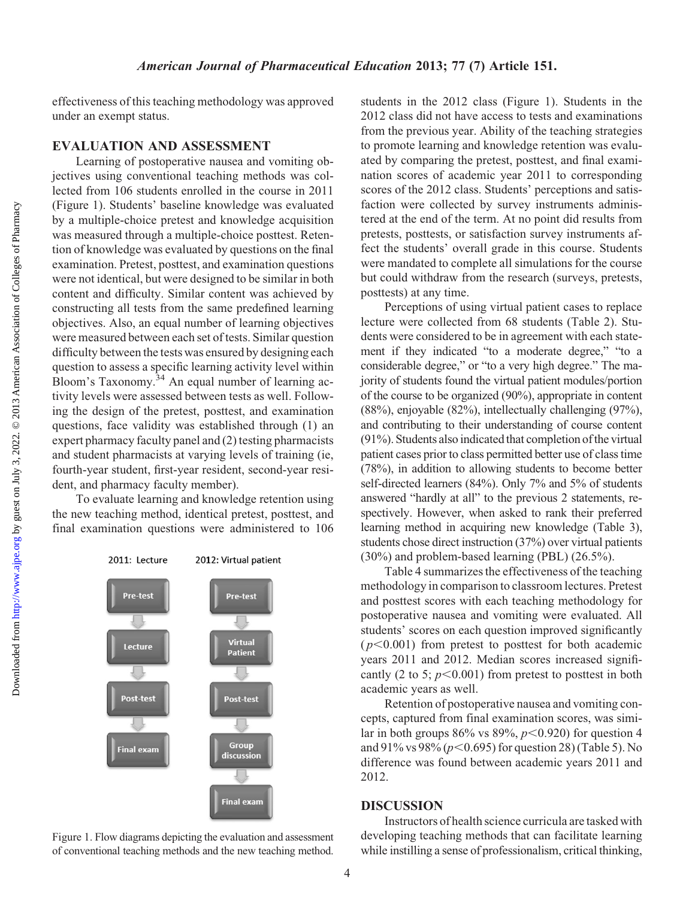effectiveness of this teaching methodology was approved under an exempt status.

## EVALUATION AND ASSESSMENT

Learning of postoperative nausea and vomiting objectives using conventional teaching methods was collected from 106 students enrolled in the course in 2011 (Figure 1). Students' baseline knowledge was evaluated by a multiple-choice pretest and knowledge acquisition was measured through a multiple-choice posttest. Retention of knowledge was evaluated by questions on the final examination. Pretest, posttest, and examination questions were not identical, but were designed to be similar in both content and difficulty. Similar content was achieved by constructing all tests from the same predefined learning objectives. Also, an equal number of learning objectives were measured between each set of tests. Similar question difficulty between the tests was ensured by designing each question to assess a specific learning activity level within Bloom's Taxonomy.[34] An equal number of learning activity levels were assessed between tests as well. Following the design of the pretest, posttest, and examination questions, face validity was established through (1) an expert pharmacy faculty panel and (2) testing pharmacists and student pharmacists at varying levels of training (ie, fourth-year student, first-year resident, second-year resident, and pharmacy faculty member).

To evaluate learning and knowledge retention using the new teaching method, identical pretest, posttest, and final examination questions were administered to 106 students in the 2012 class (Figure 1). Students in the 2012 class did not have access to tests and examinations from the previous year. Ability of the teaching strategies to promote learning and knowledge retention was evaluated by comparing the pretest, posttest, and final examination scores of academic year 2011 to corresponding scores of the 2012 class. Students' perceptions and satisfaction were collected by survey instruments administered at the end of the term. At no point did results from pretests, posttests, or satisfaction survey instruments affect the students' overall grade in this course. Students were mandated to complete all simulations for the course but could withdraw from the research (surveys, pretests, posttests) at any time.

2011: Lecture — Pre-test → Lecture → Post-test → Final exam

2012: Virtual patient — Pre-test → Virtual Patient → Post-test → Group discussion → Final exam

Figure 1. Flow diagrams depicting the evaluation and assessment of conventional teaching methods and the new teaching method.

Perceptions of using virtual patient cases to replace lecture were collected from 68 students (Table 2). Students were considered to be in agreement with each statement if they indicated "to a moderate degree," "to a considerable degree," or "to a very high degree." The majority of students found the virtual patient modules/portion of the course to be organized (90%), appropriate in content (88%), enjoyable (82%), intellectually challenging (97%), and contributing to their understanding of course content (91%). Students also indicated that completion of the virtual patient cases prior to class permitted better use of class time (78%), in addition to allowing students to become better self-directed learners (84%). Only 7% and 5% of students answered "hardly at all" to the previous 2 statements, respectively. However, when asked to rank their preferred learning method in acquiring new knowledge (Table 3), students chose direct instruction (37%) over virtual patients (30%) and problem-based learning (PBL) (26.5%).

Table 4 summarizes the effectiveness of the teaching methodology in comparison to classroom lectures. Pretest and posttest scores with each teaching methodology for postoperative nausea and vomiting were evaluated. All students' scores on each question improved significantly ($p<0.001$) from pretest to posttest for both academic years 2011 and 2012. Median scores increased significantly (2 to 5; $p<0.001$) from pretest to posttest in both academic years as well.

Retention of postoperative nausea and vomiting concepts, captured from final examination scores, was similar in both groups 86% vs 89%, $p<0.920$) for question 4 and 91% vs 98% ($p<0.695$) for question 28) (Table 5). No difference was found between academic years 2011 and 2012.

## DISCUSSION

Instructors of health science curricula are tasked with developing teaching methods that can facilitate learning while instilling a sense of professionalism, critical thinking,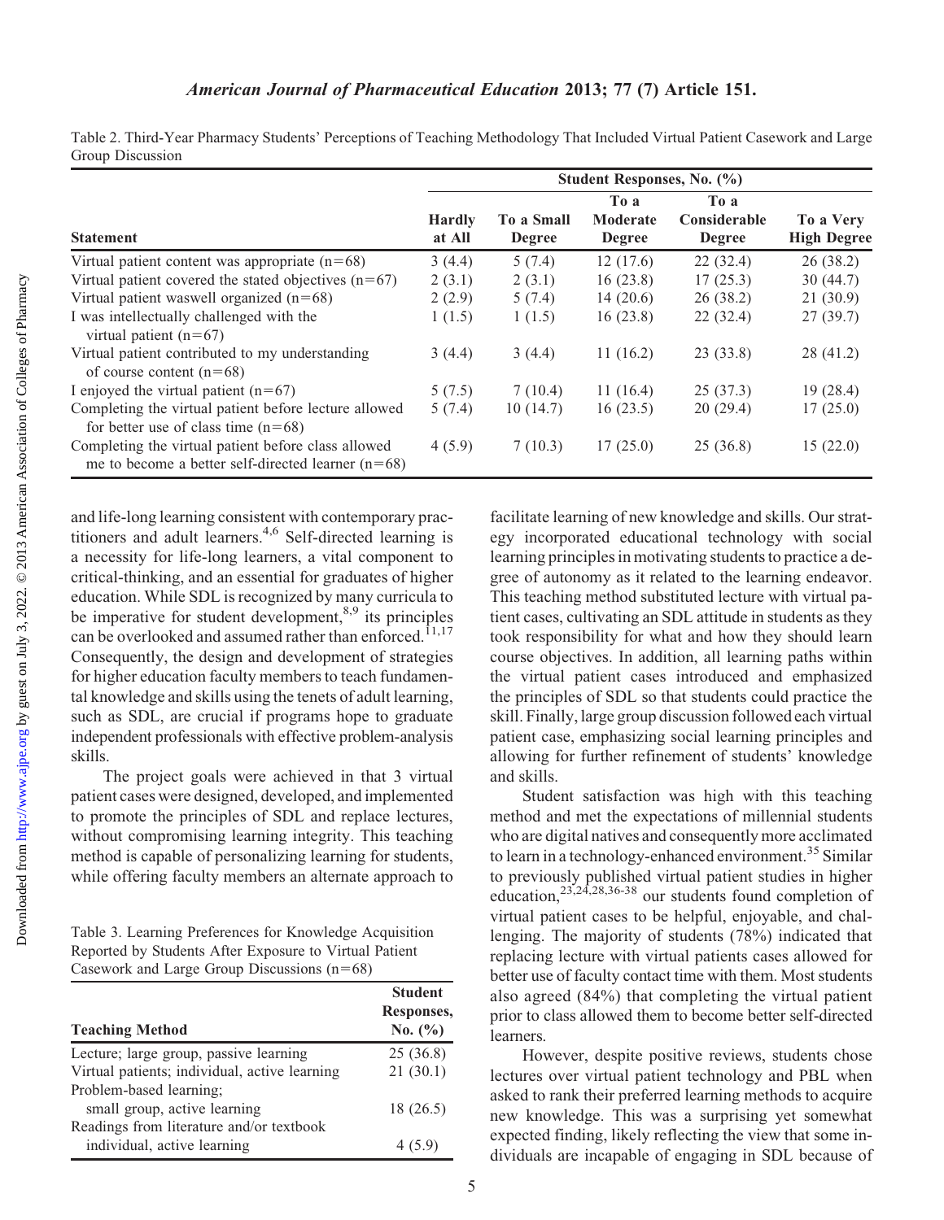Table 2. Third-Year Pharmacy Students' Perceptions of Teaching Methodology That Included Virtual Patient Casework and Large Group Discussion

| Statement | Student Responses, No. (%) | | | | |
|---|---|---|---|---|---|
| | Hardly at All | To a Small Degree | To a Moderate Degree | To a Considerable Degree | To a Very High Degree |
| Virtual patient content was appropriate (n=68) | 3 (4.4) | 5 (7.4) | 12 (17.6) | 22 (32.4) | 26 (38.2) |
| Virtual patient covered the stated objectives (n=67) | 2 (3.1) | 2 (3.1) | 16 (23.8) | 17 (25.3) | 30 (44.7) |
| Virtual patient waswell organized (n=68) | 2 (2.9) | 5 (7.4) | 14 (20.6) | 26 (38.2) | 21 (30.9) |
| I was intellectually challenged with the virtual patient (n=67) | 1 (1.5) | 1 (1.5) | 16 (23.8) | 22 (32.4) | 27 (39.7) |
| Virtual patient contributed to my understanding of course content (n=68) | 3 (4.4) | 3 (4.4) | 11 (16.2) | 23 (33.8) | 28 (41.2) |
| I enjoyed the virtual patient (n=67) | 5 (7.5) | 7 (10.4) | 11 (16.4) | 25 (37.3) | 19 (28.4) |
| Completing the virtual patient before lecture allowed for better use of class time (n=68) | 5 (7.4) | 10 (14.7) | 16 (23.5) | 20 (29.4) | 17 (25.0) |
| Completing the virtual patient before class allowed me to become a better self-directed learner (n=68) | 4 (5.9) | 7 (10.3) | 17 (25.0) | 25 (36.8) | 15 (22.0) |

and life-long learning consistent with contemporary practitioners and adult learners.[4,6] Self-directed learning is a necessity for life-long learners, a vital component to critical-thinking, and an essential for graduates of higher education. While SDL is recognized by many curricula to be imperative for student development,[8,9] its principles can be overlooked and assumed rather than enforced.[11,17] Consequently, the design and development of strategies for higher education faculty members to teach fundamental knowledge and skills using the tenets of adult learning, such as SDL, are crucial if programs hope to graduate independent professionals with effective problem-analysis skills.

The project goals were achieved in that 3 virtual patient cases were designed, developed, and implemented to promote the principles of SDL and replace lectures, without compromising learning integrity. This teaching method is capable of personalizing learning for students, while offering faculty members an alternate approach to facilitate learning of new knowledge and skills. Our strategy incorporated educational technology with social learning principles in motivating students to practice a degree of autonomy as it related to the learning endeavor. This teaching method substituted lecture with virtual patient cases, cultivating an SDL attitude in students as they took responsibility for what and how they should learn course objectives. In addition, all learning paths within the virtual patient cases introduced and emphasized the principles of SDL so that students could practice the skill. Finally, large group discussion followed each virtual patient case, emphasizing social learning principles and allowing for further refinement of students' knowledge and skills.

Table 3. Learning Preferences for Knowledge Acquisition Reported by Students After Exposure to Virtual Patient Casework and Large Group Discussions (n=68)

| Teaching Method | Student Responses, No. (%) |
|---|---|
| Lecture; large group, passive learning | 25 (36.8) |
| Virtual patients; individual, active learning | 21 (30.1) |
| Problem-based learning; small group, active learning | 18 (26.5) |
| Readings from literature and/or textbook individual, active learning | 4 (5.9) |

Student satisfaction was high with this teaching method and met the expectations of millennial students who are digital natives and consequently more acclimated to learn in a technology-enhanced environment.[35] Similar to previously published virtual patient studies in higher education,[23,24,28,36-38] our students found completion of virtual patient cases to be helpful, enjoyable, and challenging. The majority of students (78%) indicated that replacing lecture with virtual patients cases allowed for better use of faculty contact time with them. Most students also agreed (84%) that completing the virtual patient prior to class allowed them to become better self-directed learners.

However, despite positive reviews, students chose lectures over virtual patient technology and PBL when asked to rank their preferred learning methods to acquire new knowledge. This was a surprising yet somewhat expected finding, likely reflecting the view that some individuals are incapable of engaging in SDL because of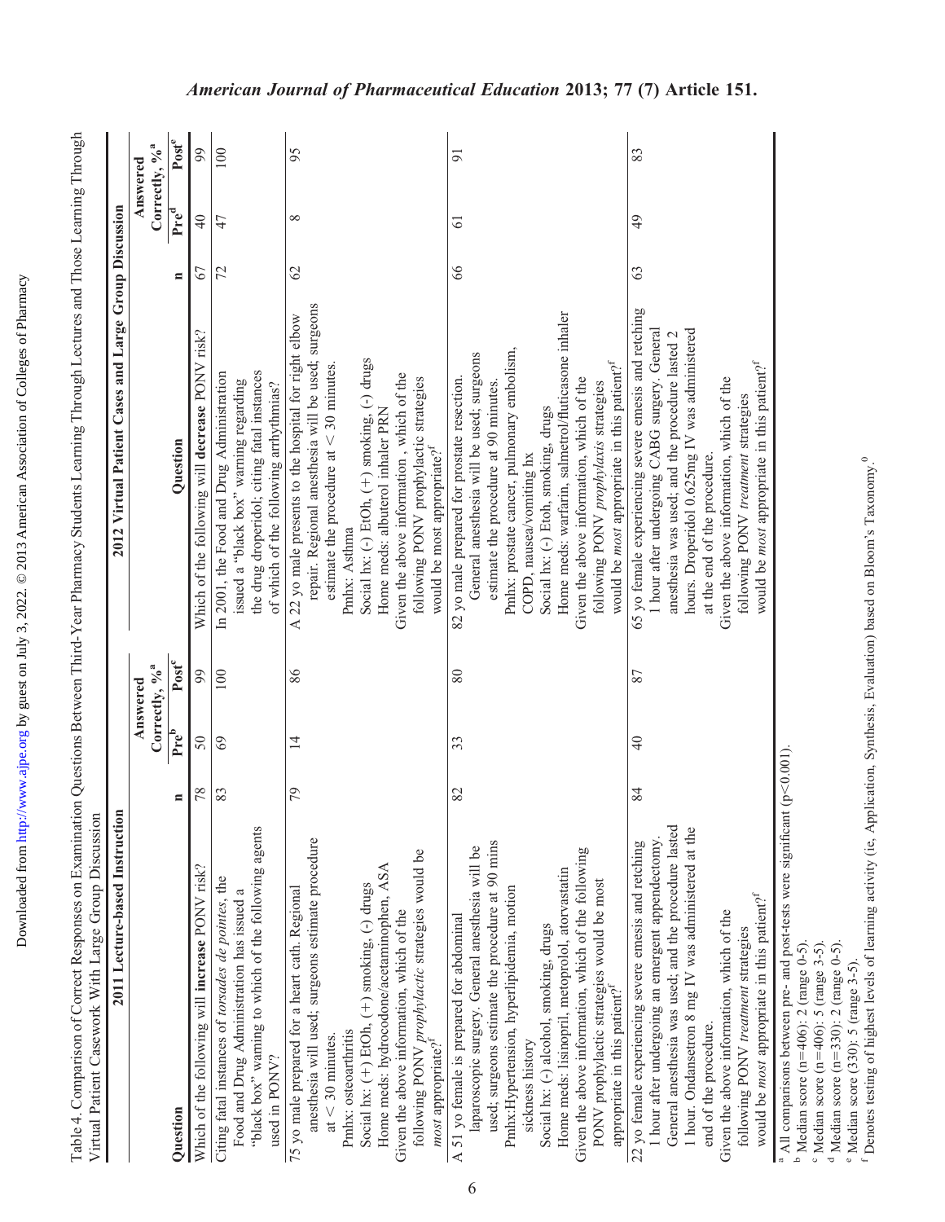Table 4. Comparison of Correct Responses on Examination Questions Between Third-Year Pharmacy Students Learning Through Lectures and Those Learning Through Virtual Patient Casework With Large Group Discussion

| 2011 Lecture-based Instruction | | | | 2012 Virtual Patient Cases and Large Group Discussion | | | |
|---|---|---|---|---|---|---|---|
| | | Answered Correctly, %[a] | | | | Answered Correctly, %[a] | |
| Question | n | Pre[b] | Post[c] | Question | n | Pre[d] | Post[e] |
| Which of the following will **increase** PONV risk? | 78 | 50 | 99 | Which of the following will **decrease** PONV risk? | 67 | 40 | 99 |
| Citing fatal instances of *torsades de pointes*, the Food and Drug Administration has issued a "black box" warning to which of the following agents used in PONV? | 83 | 69 | 100 | In 2001, the Food and Drug Administration issued a "black box" warning regarding the drug droperidol; citing fatal instances of which of the following arrhythmias? | 72 | 47 | 100 |
| 75 yo male prepared for a heart cath. Regional anesthesia will used; surgeons estimate procedure at < 30 minutes. Pmhx: osteoarthritis Social hx: (+) EtOh, (+) smoking, (-) drugs Home meds: hydrocodone/acetaminophen, ASA Given the above information, which of the following PONV *prophylactic* strategies would be *most* appropriate?[f] | 79 | 14 | 86 | A 22 yo male presents to the hospital for right elbow repair. Regional anesthesia will be used; surgeons estimate the procedure at < 30 minutes. Pmhx: Asthma Social hx: (-) EtOh, (+) smoking, (-) drugs Home meds: albuterol inhaler PRN Given the above information , which of the following PONV prophylactic strategies would be most appropriate?[f] | 62 | 8 | 95 |
| A 51 yo female is prepared for abdominal laparoscopic surgery. General anesthesia will be used; surgeons estimate the procedure at 90 mins Pmhx:Hypertension, hyperlipidemia, motion sickness history Social hx: (-) alcohol, smoking, drugs Home meds: lisinopril, metoprolol, atorvastatin Given the above information, which of the following PONV prophylactic strategies would be most appropriate in this patient?[f] | 82 | 33 | 80 | 82 yo male prepared for prostate resection. General anesthesia will be used; surgeons estimate the procedure at 90 minutes. Pmhx: prostate cancer, pulmonary embolism, COPD, nausea/vomiting hx Social hx: (-) Etoh, smoking, drugs Home meds: warfarin, salmetrol/fluticasone inhaler Given the above information, which of the following PONV *prophylaxis* strategies would be *most* appropriate in this patient?[f] | 66 | 61 | 91 |
| 22 yo female experiencing severe emesis and retching 1 hour after undergoing an emergent appendectomy. General anesthesia was used; and the procedure lasted 1 hour. Ondansetron 8 mg IV was administered at the end of the procedure. Given the above information, which of the following PONV *treatment* strategies would be *most* appropriate in this patient?[f] | 84 | 40 | 87 | 65 yo female experiencing severe emesis and retching 1 hour after undergoing CABG surgery. General anesthesia was used; and the procedure lasted 2 hours. Droperidol 0.625mg IV was administered at the end of the procedure. Given the above information, which of the following PONV *treatment* strategies would be *most* appropriate in this patient?[f] | 63 | 49 | 83 |

[a] All comparisons between pre- and post-tests were significant ($p<0.001$).
[b] Median score (n=406): 2 (range 0-5).
[c] Median score (n=406): 5 (range 3-5).
[d] Median score (n=330): 2 (range 0-5).
[e] Median score (330): 5 (range 3-5).
[f] Denotes testing of highest levels of learning activity (ie, Application, Synthesis, Evaluation) based on Bloom's Taxonomy.[9]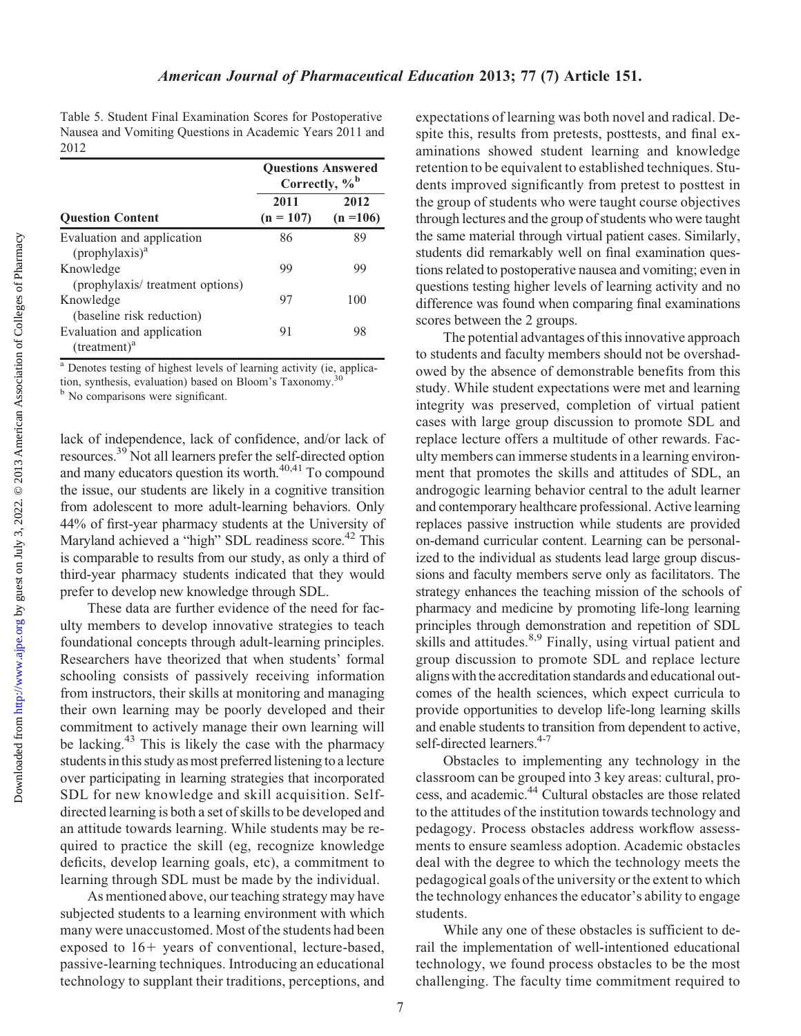Table 5. Student Final Examination Scores for Postoperative Nausea and Vomiting Questions in Academic Years 2011 and 2012

| Question Content | Questions Answered Correctly, %[b] | |
|---|---|---|
| | 2011 (n = 107) | 2012 (n =106) |
| Evaluation and application (prophylaxis)[a] | 86 | 89 |
| Knowledge (prophylaxis/ treatment options) | 99 | 99 |
| Knowledge (baseline risk reduction) | 97 | 100 |
| Evaluation and application (treatment)[a] | 91 | 98 |

[a] Denotes testing of highest levels of learning activity (ie, application, synthesis, evaluation) based on Bloom's Taxonomy.[30]
[b] No comparisons were significant.

lack of independence, lack of confidence, and/or lack of resources.[39] Not all learners prefer the self-directed option and many educators question its worth.[40,41] To compound the issue, our students are likely in a cognitive transition from adolescent to more adult-learning behaviors. Only 44% of first-year pharmacy students at the University of Maryland achieved a "high" SDL readiness score.[42] This is comparable to results from our study, as only a third of third-year pharmacy students indicated that they would prefer to develop new knowledge through SDL.

These data are further evidence of the need for faculty members to develop innovative strategies to teach foundational concepts through adult-learning principles. Researchers have theorized that when students' formal schooling consists of passively receiving information from instructors, their skills at monitoring and managing their own learning may be poorly developed and their commitment to actively manage their own learning will be lacking.[43] This is likely the case with the pharmacy students in this study as most preferred listening to a lecture over participating in learning strategies that incorporated SDL for new knowledge and skill acquisition. Self-directed learning is both a set of skills to be developed and an attitude towards learning. While students may be required to practice the skill (eg, recognize knowledge deficits, develop learning goals, etc), a commitment to learning through SDL must be made by the individual.

As mentioned above, our teaching strategy may have subjected students to a learning environment with which many were unaccustomed. Most of the students had been exposed to 16+ years of conventional, lecture-based, passive-learning techniques. Introducing an educational technology to supplant their traditions, perceptions, and expectations of learning was both novel and radical. Despite this, results from pretests, posttests, and final examinations showed student learning and knowledge retention to be equivalent to established techniques. Students improved significantly from pretest to posttest in the group of students who were taught course objectives through lectures and the group of students who were taught the same material through virtual patient cases. Similarly, students did remarkably well on final examination questions related to postoperative nausea and vomiting; even in questions testing higher levels of learning activity and no difference was found when comparing final examinations scores between the 2 groups.

The potential advantages of this innovative approach to students and faculty members should not be overshadowed by the absence of demonstrable benefits from this study. While student expectations were met and learning integrity was preserved, completion of virtual patient cases with large group discussion to promote SDL and replace lecture offers a multitude of other rewards. Faculty members can immerse students in a learning environment that promotes the skills and attitudes of SDL, an androgogic learning behavior central to the adult learner and contemporary healthcare professional. Active learning replaces passive instruction while students are provided on-demand curricular content. Learning can be personalized to the individual as students lead large group discussions and faculty members serve only as facilitators. The strategy enhances the teaching mission of the schools of pharmacy and medicine by promoting life-long learning principles through demonstration and repetition of SDL skills and attitudes.[8,9] Finally, using virtual patient and group discussion to promote SDL and replace lecture aligns with the accreditation standards and educational outcomes of the health sciences, which expect curricula to provide opportunities to develop life-long learning skills and enable students to transition from dependent to active, self-directed learners.[4-7]

Obstacles to implementing any technology in the classroom can be grouped into 3 key areas: cultural, process, and academic.[44] Cultural obstacles are those related to the attitudes of the institution towards technology and pedagogy. Process obstacles address workflow assessments to ensure seamless adoption. Academic obstacles deal with the degree to which the technology meets the pedagogical goals of the university or the extent to which the technology enhances the educator's ability to engage students.

While any one of these obstacles is sufficient to derail the implementation of well-intentioned educational technology, we found process obstacles to be the most challenging. The faculty time commitment required to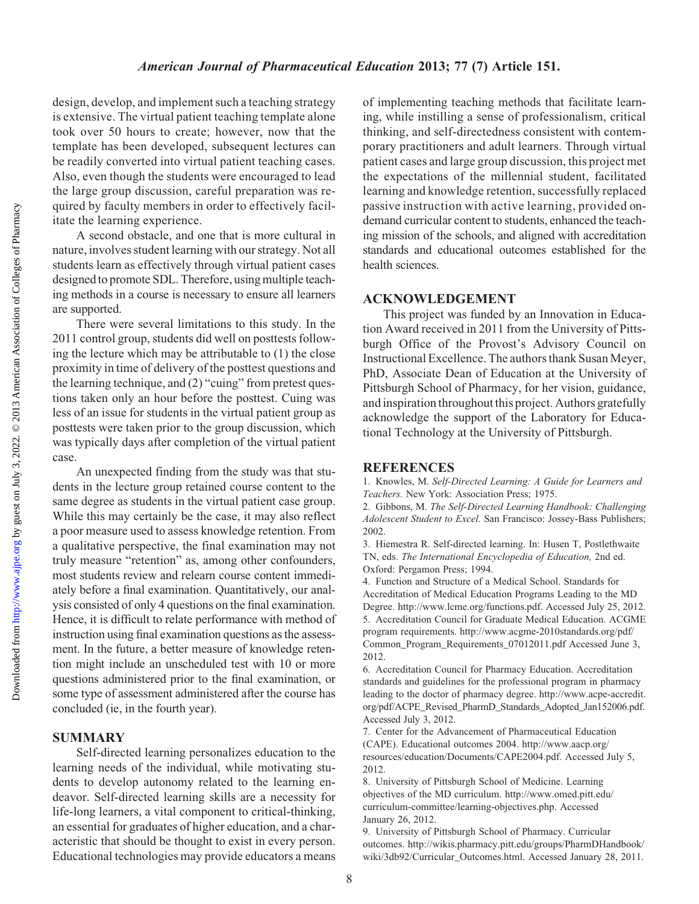design, develop, and implement such a teaching strategy is extensive. The virtual patient teaching template alone took over 50 hours to create; however, now that the template has been developed, subsequent lectures can be readily converted into virtual patient teaching cases. Also, even though the students were encouraged to lead the large group discussion, careful preparation was required by faculty members in order to effectively facilitate the learning experience.

A second obstacle, and one that is more cultural in nature, involves student learning with our strategy. Not all students learn as effectively through virtual patient cases designed to promote SDL. Therefore, using multiple teaching methods in a course is necessary to ensure all learners are supported.

There were several limitations to this study. In the 2011 control group, students did well on posttests following the lecture which may be attributable to (1) the close proximity in time of delivery of the posttest questions and the learning technique, and (2) "cuing" from pretest questions taken only an hour before the posttest. Cuing was less of an issue for students in the virtual patient group as posttests were taken prior to the group discussion, which was typically days after completion of the virtual patient case.

An unexpected finding from the study was that students in the lecture group retained course content to the same degree as students in the virtual patient case group. While this may certainly be the case, it may also reflect a poor measure used to assess knowledge retention. From a qualitative perspective, the final examination may not truly measure "retention" as, among other confounders, most students review and relearn course content immediately before a final examination. Quantitatively, our analysis consisted of only 4 questions on the final examination. Hence, it is difficult to relate performance with method of instruction using final examination questions as the assessment. In the future, a better measure of knowledge retention might include an unscheduled test with 10 or more questions administered prior to the final examination, or some type of assessment administered after the course has concluded (ie, in the fourth year).

## SUMMARY

Self-directed learning personalizes education to the learning needs of the individual, while motivating students to develop autonomy related to the learning endeavor. Self-directed learning skills are a necessity for life-long learners, a vital component to critical-thinking, an essential for graduates of higher education, and a characteristic that should be thought to exist in every person. Educational technologies may provide educators a means of implementing teaching methods that facilitate learning, while instilling a sense of professionalism, critical thinking, and self-directedness consistent with contemporary practitioners and adult learners. Through virtual patient cases and large group discussion, this project met the expectations of the millennial student, facilitated learning and knowledge retention, successfully replaced passive instruction with active learning, provided on-demand curricular content to students, enhanced the teaching mission of the schools, and aligned with accreditation standards and educational outcomes established for the health sciences.

## ACKNOWLEDGEMENT

This project was funded by an Innovation in Education Award received in 2011 from the University of Pittsburgh Office of the Provost's Advisory Council on Instructional Excellence. The authors thank Susan Meyer, PhD, Associate Dean of Education at the University of Pittsburgh School of Pharmacy, for her vision, guidance, and inspiration throughout this project. Authors gratefully acknowledge the support of the Laboratory for Educational Technology at the University of Pittsburgh.

## REFERENCES

1. Knowles, M. *Self-Directed Learning: A Guide for Learners and Teachers.* New York: Association Press; 1975.
2. Gibbons, M. *The Self-Directed Learning Handbook: Challenging Adolescent Student to Excel.* San Francisco: Jossey-Bass Publishers; 2002.
3. Hiemestra R. Self-directed learning. In: Husen T, Postlethwaite TN, eds. *The International Encyclopedia of Education,* 2nd ed. Oxford: Pergamon Press; 1994.
4. Function and Structure of a Medical School. Standards for Accreditation of Medical Education Programs Leading to the MD Degree. http://www.lcme.org/functions.pdf. Accessed July 25, 2012.
5. Accreditation Council for Graduate Medical Education. ACGME program requirements. http://www.acgme-2010standards.org/pdf/Common_Program_Requirements_07012011.pdf Accessed June 3, 2012.
6. Accreditation Council for Pharmacy Education. Accreditation standards and guidelines for the professional program in pharmacy leading to the doctor of pharmacy degree. http://www.acpe-accredit.org/pdf/ACPE_Revised_PharmD_Standards_Adopted_Jan152006.pdf. Accessed July 3, 2012.
7. Center for the Advancement of Pharmaceutical Education (CAPE). Educational outcomes 2004. http://www.aacp.org/resources/education/Documents/CAPE2004.pdf. Accessed July 5, 2012.
8. University of Pittsburgh School of Medicine. Learning objectives of the MD curriculum. http://www.omed.pitt.edu/curriculum-committee/learning-objectives.php. Accessed January 26, 2012.
9. University of Pittsburgh School of Pharmacy. Curricular outcomes. http://wikis.pharmacy.pitt.edu/groups/PharmDHandbook/wiki/3db92/Curricular_Outcomes.html. Accessed January 28, 2011.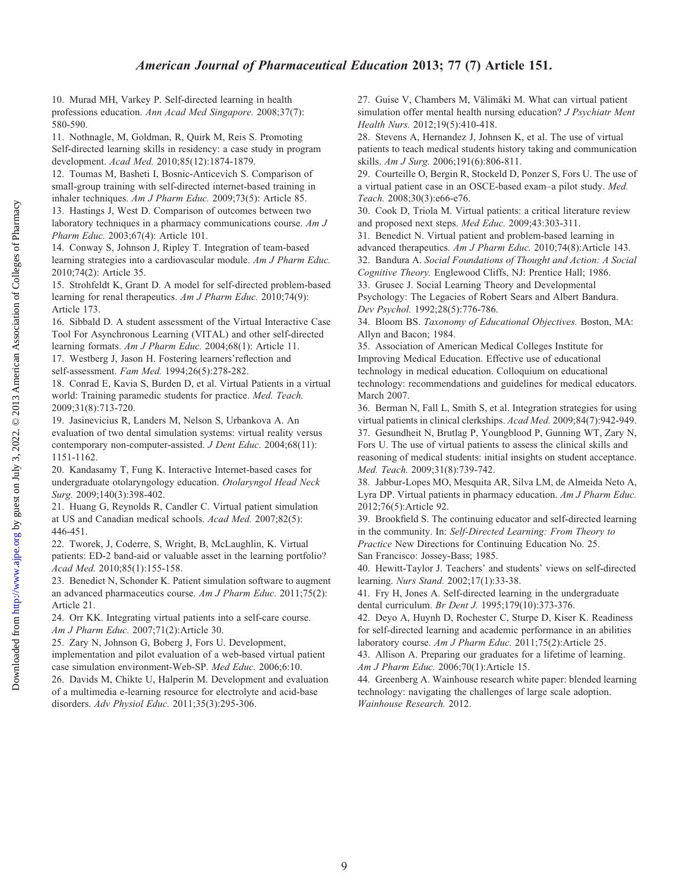10. Murad MH, Varkey P. Self-directed learning in health professions education. *Ann Acad Med Singapore.* 2008;37(7): 580-590.

11. Nothnagle, M, Goldman, R, Quirk M, Reis S. Promoting Self-directed learning skills in residency: a case study in program development. *Acad Med.* 2010;85(12):1874-1879.

12. Toumas M, Basheti I, Bosnic-Anticevich S. Comparison of small-group training with self-directed internet-based training in inhaler techniques. *Am J Pharm Educ.* 2009;73(5): Article 85.

13. Hastings J, West D. Comparison of outcomes between two laboratory techniques in a pharmacy communications course. *Am J Pharm Educ.* 2003;67(4): Article 101.

14. Conway S, Johnson J, Ripley T. Integration of team-based learning strategies into a cardiovascular module. *Am J Pharm Educ.* 2010;74(2): Article 35.

15. Strohfeldt K, Grant D. A model for self-directed problem-based learning for renal therapeutics. *Am J Pharm Educ.* 2010;74(9): Article 173.

16. Sibbald D. A student assessment of the Virtual Interactive Case Tool For Asynchronous Learning (VITAL) and other self-directed learning formats. *Am J Pharm Educ.* 2004;68(1): Article 11.

17. Westberg J, Jason H. Fostering learners'reflection and self-assessment. *Fam Med.* 1994;26(5):278-282.

18. Conrad E, Kavia S, Burden D, et al. Virtual Patients in a virtual world: Training paramedic students for practice. *Med. Teach.* 2009;31(8):713-720.

19. Jasinevicius R, Landers M, Nelson S, Urbankova A. An evaluation of two dental simulation systems: virtual reality versus contemporary non-computer-assisted. *J Dent Educ.* 2004;68(11): 1151-1162.

20. Kandasamy T, Fung K. Interactive Internet-based cases for undergraduate otolaryngology education. *Otolaryngol Head Neck Surg.* 2009;140(3):398-402.

21. Huang G, Reynolds R, Candler C. Virtual patient simulation at US and Canadian medical schools. *Acad Med.* 2007;82(5): 446-451.

22. Tworek, J, Coderre, S, Wright, B, McLaughlin, K. Virtual patients: ED-2 band-aid or valuable asset in the learning portfolio? *Acad Med.* 2010;85(1):155-158.

23. Benedict N, Schonder K. Patient simulation software to augment an advanced pharmaceutics course. *Am J Pharm Educ.* 2011;75(2): Article 21.

24. Orr KK. Integrating virtual patients into a self-care course. *Am J Pharm Educ.* 2007;71(2):Article 30.

25. Zary N, Johnson G, Boberg J, Fors U. Development, implementation and pilot evaluation of a web-based virtual patient case simulation environment-Web-SP. *Med Educ.* 2006;6:10.

26. Davids M, Chikte U, Halperin M. Development and evaluation of a multimedia e-learning resource for electrolyte and acid-base disorders. *Adv Physiol Educ.* 2011;35(3):295-306.

27. Guise V, Chambers M, Välimäki M. What can virtual patient simulation offer mental health nursing education? *J Psychiatr Ment Health Nurs.* 2012;19(5):410-418.

28. Stevens A, Hernandez J, Johnsen K, et al. The use of virtual patients to teach medical students history taking and communication skills. *Am J Surg.* 2006;191(6):806-811.

29. Courteille O, Bergin R, Stockeld D, Ponzer S, Fors U. The use of a virtual patient case in an OSCE-based exam–a pilot study. *Med. Teach.* 2008;30(3):e66-e76.

30. Cook D, Triola M. Virtual patients: a critical literature review and proposed next steps. *Med Educ.* 2009;43:303-311.

31. Benedict N. Virtual patient and problem-based learning in advanced therapeutics. *Am J Pharm Educ.* 2010;74(8):Article 143.

32. Bandura A. *Social Foundations of Thought and Action: A Social Cognitive Theory.* Englewood Cliffs, NJ: Prentice Hall; 1986.

33. Grusec J. Social Learning Theory and Developmental Psychology: The Legacies of Robert Sears and Albert Bandura. *Dev Psychol.* 1992;28(5):776-786.

34. Bloom BS. *Taxonomy of Educational Objectives.* Boston, MA: Allyn and Bacon; 1984.

35. Association of American Medical Colleges Institute for Improving Medical Education. Effective use of educational technology in medical education. Colloquium on educational technology: recommendations and guidelines for medical educators. March 2007.

36. Berman N, Fall L, Smith S, et al. Integration strategies for using virtual patients in clinical clerkships. *Acad Med.* 2009;84(7):942-949.

37. Gesundheit N, Brutlag P, Youngblood P, Gunning WT, Zary N, Fors U. The use of virtual patients to assess the clinical skills and reasoning of medical students: initial insights on student acceptance. *Med. Teach.* 2009;31(8):739-742.

38. Jabbur-Lopes MO, Mesquita AR, Silva LM, de Almeida Neto A, Lyra DP. Virtual patients in pharmacy education. *Am J Pharm Educ.* 2012;76(5):Article 92.

39. Brookfield S. The continuing educator and self-directed learning in the community. In: *Self-Directed Learning: From Theory to Practice* New Directions for Continuing Education No. 25. San Francisco: Jossey-Bass; 1985.

40. Hewitt-Taylor J. Teachers' and students' views on self-directed learning. *Nurs Stand.* 2002;17(1):33-38.

41. Fry H, Jones A. Self-directed learning in the undergraduate dental curriculum. *Br Dent J.* 1995;179(10):373-376.

42. Deyo A, Huynh D, Rochester C, Sturpe D, Kiser K. Readiness for self-directed learning and academic performance in an abilities laboratory course. *Am J Pharm Educ.* 2011;75(2):Article 25.

43. Allison A. Preparing our graduates for a lifetime of learning. *Am J Pharm Educ.* 2006;70(1):Article 15.

44. Greenberg A. Wainhouse research white paper: blended learning technology: navigating the challenges of large scale adoption. *Wainhouse Research.* 2012.